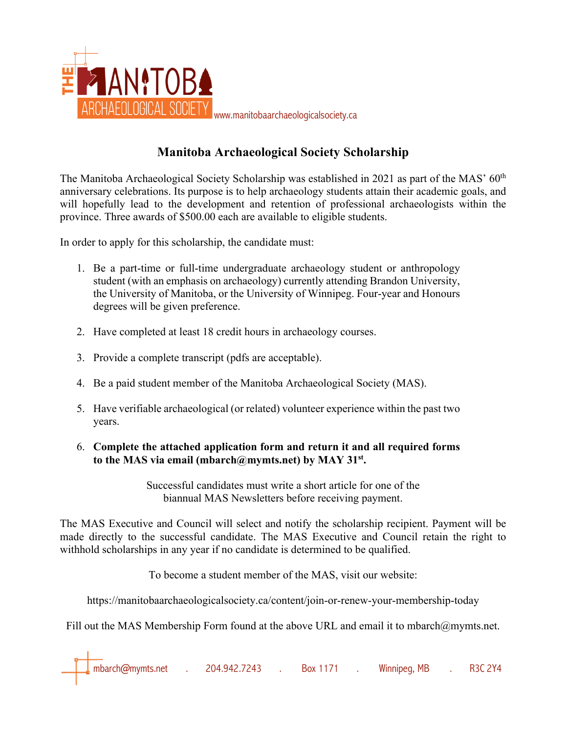THE MANITOBA ARCHAEOLOGICAL SOCIETY www.manitobaarchaeologicalsociety.ca

# Manitoba Archaeological Society Scholarship

The Manitoba Archaeological Society Scholarship was established in 2021 as part of the MAS' 60th anniversary celebrations. Its purpose is to help archaeology students attain their academic goals, and will hopefully lead to the development and retention of professional archaeologists within the province. Three awards of $500.00 each are available to eligible students.

In order to apply for this scholarship, the candidate must:

1. Be a part-time or full-time undergraduate archaeology student or anthropology student (with an emphasis on archaeology) currently attending Brandon University, the University of Manitoba, or the University of Winnipeg. Four-year and Honours degrees will be given preference.

2. Have completed at least 18 credit hours in archaeology courses.

3. Provide a complete transcript (pdfs are acceptable).

4. Be a paid student member of the Manitoba Archaeological Society (MAS).

5. Have verifiable archaeological (or related) volunteer experience within the past two years.

6. **Complete the attached application form and return it and all required forms to the MAS via email (mbarch@mymts.net) by MAY 31st.**

Successful candidates must write a short article for one of the biannual MAS Newsletters before receiving payment.

The MAS Executive and Council will select and notify the scholarship recipient. Payment will be made directly to the successful candidate. The MAS Executive and Council retain the right to withhold scholarships in any year if no candidate is determined to be qualified.

To become a student member of the MAS, visit our website:

https://manitobaarchaeologicalsociety.ca/content/join-or-renew-your-membership-today

Fill out the MAS Membership Form found at the above URL and email it to mbarch@mymts.net.

mbarch@mymts.net . 204.942.7243 . Box 1171 . Winnipeg, MB . R3C 2Y4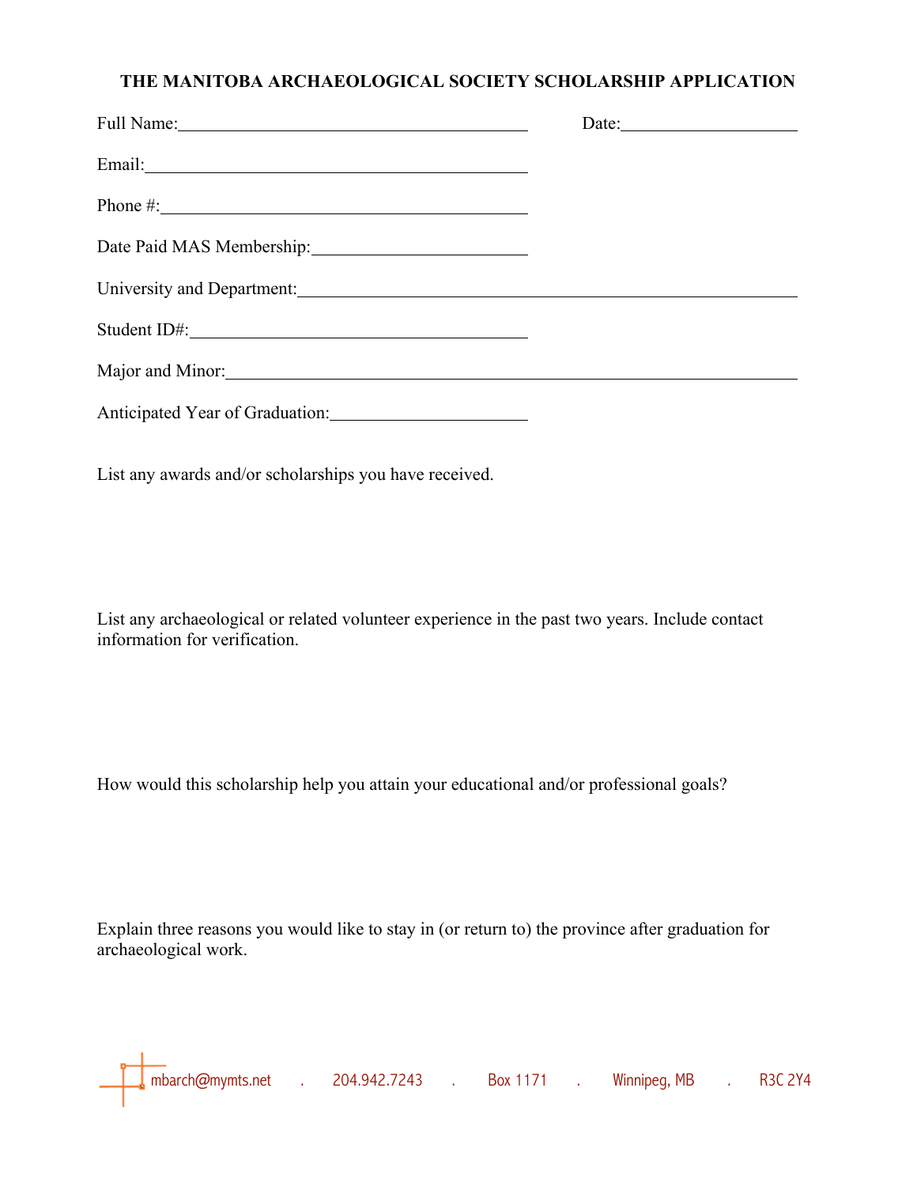# THE MANITOBA ARCHAEOLOGICAL SOCIETY SCHOLARSHIP APPLICATION

Full Name:\_\_\_\_\_\_\_\_\_\_\_\_\_\_\_\_\_\_\_\_\_\_\_\_\_\_\_\_\_\_\_\_\_\_\_\_\_\_\_\_ Date:\_\_\_\_\_\_\_\_\_\_\_\_\_\_\_\_\_\_\_\_

Email:\_\_\_\_\_\_\_\_\_\_\_\_\_\_\_\_\_\_\_\_\_\_\_\_\_\_\_\_\_\_\_\_\_\_\_\_\_\_\_\_\_\_\_\_\_

Phone #:\_\_\_\_\_\_\_\_\_\_\_\_\_\_\_\_\_\_\_\_\_\_\_\_\_\_\_\_\_\_\_\_\_\_\_\_\_\_\_\_\_\_\_

Date Paid MAS Membership:\_\_\_\_\_\_\_\_\_\_\_\_\_\_\_\_\_\_\_\_\_\_\_\_\_

University and Department:\_\_\_\_\_\_\_\_\_\_\_\_\_\_\_\_\_\_\_\_\_\_\_\_\_\_\_\_\_\_\_\_\_\_\_\_\_\_\_\_\_\_\_\_\_\_\_\_\_\_\_\_\_\_\_\_\_\_\_\_\_\_

Student ID#:\_\_\_\_\_\_\_\_\_\_\_\_\_\_\_\_\_\_\_\_\_\_\_\_\_\_\_\_\_\_\_\_\_\_\_\_\_\_\_\_\_

Major and Minor:\_\_\_\_\_\_\_\_\_\_\_\_\_\_\_\_\_\_\_\_\_\_\_\_\_\_\_\_\_\_\_\_\_\_\_\_\_\_\_\_\_\_\_\_\_\_\_\_\_\_\_\_\_\_\_\_\_\_\_\_\_\_\_\_\_\_\_\_\_\_\_\_\_

Anticipated Year of Graduation:\_\_\_\_\_\_\_\_\_\_\_\_\_\_\_\_\_\_\_\_\_\_\_\_\_

List any awards and/or scholarships you have received.

List any archaeological or related volunteer experience in the past two years. Include contact information for verification.

How would this scholarship help you attain your educational and/or professional goals?

Explain three reasons you would like to stay in (or return to) the province after graduation for archaeological work.